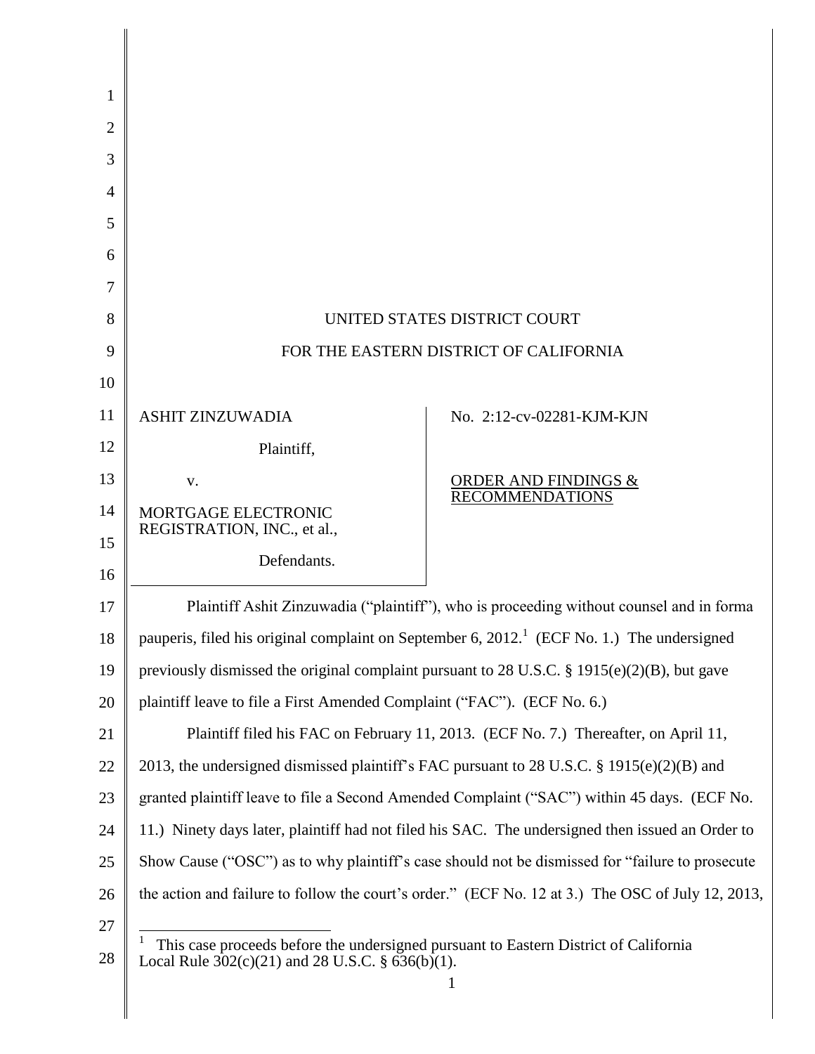UNITED STATES DISTRICT COURT

FOR THE EASTERN DISTRICT OF CALIFORNIA

| | |
|---|---|
| ASHIT ZINZUWADIA<br><br>Plaintiff,<br><br>v.<br><br>MORTGAGE ELECTRONIC REGISTRATION, INC., et al.,<br><br>Defendants. | No. 2:12-cv-02281-KJM-KJN<br><br>ORDER AND FINDINGS & RECOMMENDATIONS |

Plaintiff Ashit Zinzuwadia ("plaintiff"), who is proceeding without counsel and in forma pauperis, filed his original complaint on September 6, 2012.[1] (ECF No. 1.) The undersigned previously dismissed the original complaint pursuant to 28 U.S.C. § 1915(e)(2)(B), but gave plaintiff leave to file a First Amended Complaint ("FAC"). (ECF No. 6.)

Plaintiff filed his FAC on February 11, 2013. (ECF No. 7.) Thereafter, on April 11, 2013, the undersigned dismissed plaintiff's FAC pursuant to 28 U.S.C. § 1915(e)(2)(B) and granted plaintiff leave to file a Second Amended Complaint ("SAC") within 45 days. (ECF No. 11.) Ninety days later, plaintiff had not filed his SAC. The undersigned then issued an Order to Show Cause ("OSC") as to why plaintiff's case should not be dismissed for "failure to prosecute the action and failure to follow the court's order." (ECF No. 12 at 3.) The OSC of July 12, 2013,

[1] This case proceeds before the undersigned pursuant to Eastern District of California Local Rule 302(c)(21) and 28 U.S.C. § 636(b)(1).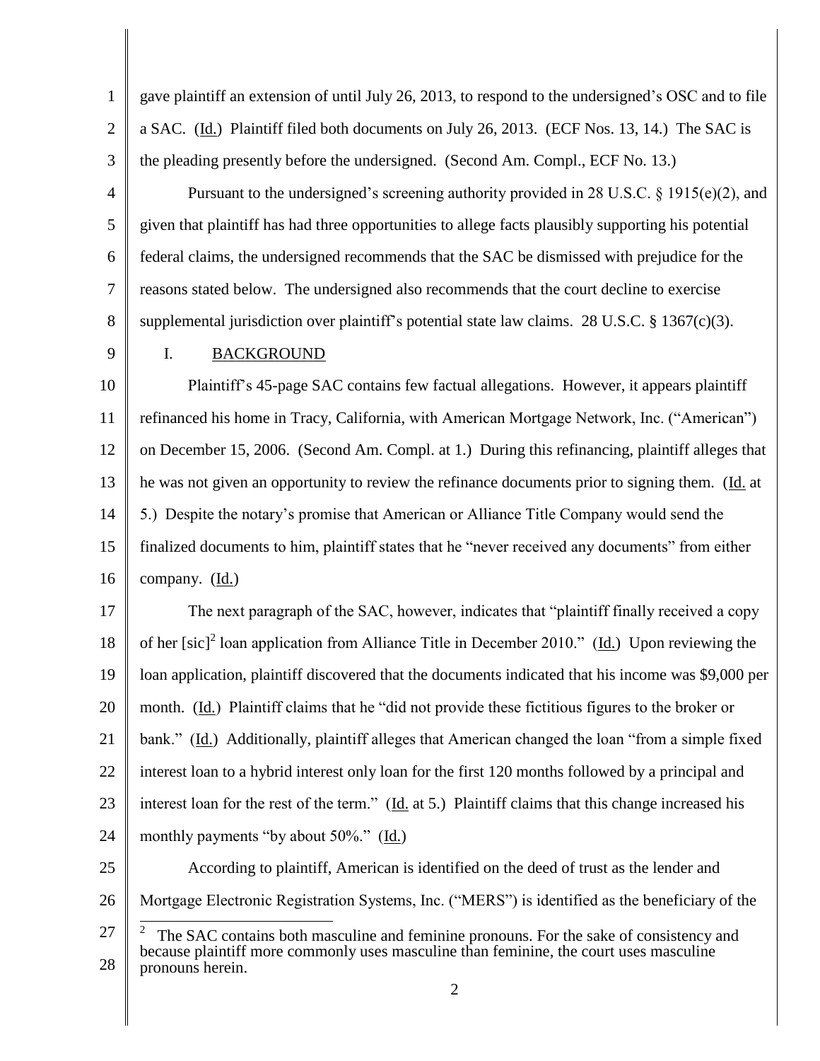gave plaintiff an extension of until July 26, 2013, to respond to the undersigned's OSC and to file a SAC. (Id.) Plaintiff filed both documents on July 26, 2013. (ECF Nos. 13, 14.) The SAC is the pleading presently before the undersigned. (Second Am. Compl., ECF No. 13.)

Pursuant to the undersigned's screening authority provided in 28 U.S.C. § 1915(e)(2), and given that plaintiff has had three opportunities to allege facts plausibly supporting his potential federal claims, the undersigned recommends that the SAC be dismissed with prejudice for the reasons stated below. The undersigned also recommends that the court decline to exercise supplemental jurisdiction over plaintiff's potential state law claims. 28 U.S.C. § 1367(c)(3).

## I. BACKGROUND

Plaintiff's 45-page SAC contains few factual allegations. However, it appears plaintiff refinanced his home in Tracy, California, with American Mortgage Network, Inc. ("American") on December 15, 2006. (Second Am. Compl. at 1.) During this refinancing, plaintiff alleges that he was not given an opportunity to review the refinance documents prior to signing them. (Id. at 5.) Despite the notary's promise that American or Alliance Title Company would send the finalized documents to him, plaintiff states that he "never received any documents" from either company. (Id.)

The next paragraph of the SAC, however, indicates that "plaintiff finally received a copy of her [sic][2] loan application from Alliance Title in December 2010." (Id.) Upon reviewing the loan application, plaintiff discovered that the documents indicated that his income was $9,000 per month. (Id.) Plaintiff claims that he "did not provide these fictitious figures to the broker or bank." (Id.) Additionally, plaintiff alleges that American changed the loan "from a simple fixed interest loan to a hybrid interest only loan for the first 120 months followed by a principal and interest loan for the rest of the term." (Id. at 5.) Plaintiff claims that this change increased his monthly payments "by about 50%." (Id.)

According to plaintiff, American is identified on the deed of trust as the lender and Mortgage Electronic Registration Systems, Inc. ("MERS") is identified as the beneficiary of the

[2] The SAC contains both masculine and feminine pronouns. For the sake of consistency and because plaintiff more commonly uses masculine than feminine, the court uses masculine pronouns herein.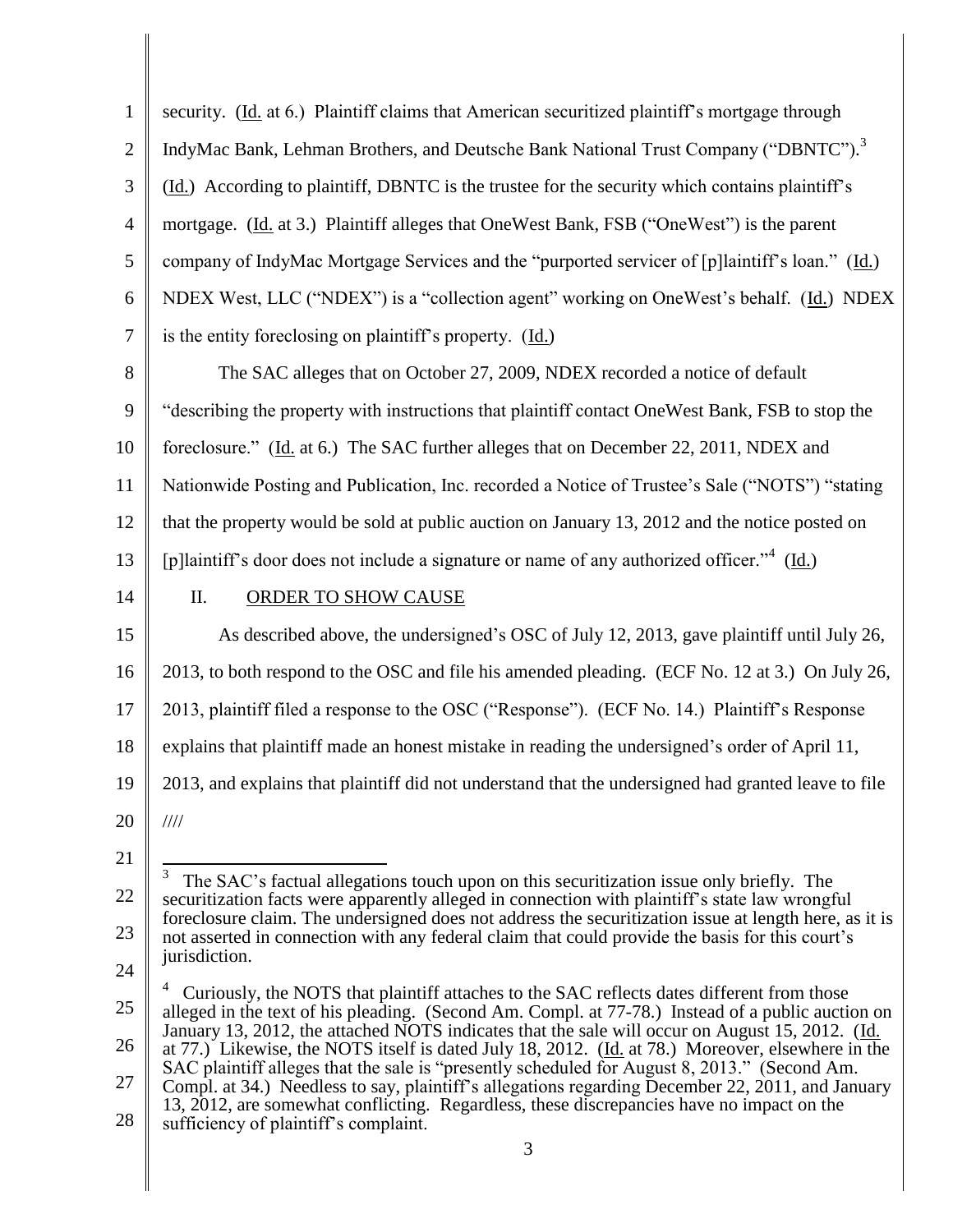security. (Id. at 6.) Plaintiff claims that American securitized plaintiff's mortgage through IndyMac Bank, Lehman Brothers, and Deutsche Bank National Trust Company ("DBNTC").[3] (Id.) According to plaintiff, DBNTC is the trustee for the security which contains plaintiff's mortgage. (Id. at 3.) Plaintiff alleges that OneWest Bank, FSB ("OneWest") is the parent company of IndyMac Mortgage Services and the "purported servicer of [p]laintiff's loan." (Id.) NDEX West, LLC ("NDEX") is a "collection agent" working on OneWest's behalf. (Id.) NDEX is the entity foreclosing on plaintiff's property. (Id.)

The SAC alleges that on October 27, 2009, NDEX recorded a notice of default "describing the property with instructions that plaintiff contact OneWest Bank, FSB to stop the foreclosure." (Id. at 6.) The SAC further alleges that on December 22, 2011, NDEX and Nationwide Posting and Publication, Inc. recorded a Notice of Trustee's Sale ("NOTS") "stating that the property would be sold at public auction on January 13, 2012 and the notice posted on [p]laintiff's door does not include a signature or name of any authorized officer."[4] (Id.)

## II. ORDER TO SHOW CAUSE

As described above, the undersigned's OSC of July 12, 2013, gave plaintiff until July 26, 2013, to both respond to the OSC and file his amended pleading. (ECF No. 12 at 3.) On July 26, 2013, plaintiff filed a response to the OSC ("Response"). (ECF No. 14.) Plaintiff's Response explains that plaintiff made an honest mistake in reading the undersigned's order of April 11, 2013, and explains that plaintiff did not understand that the undersigned had granted leave to file

////

---

[3] The SAC's factual allegations touch upon on this securitization issue only briefly. The securitization facts were apparently alleged in connection with plaintiff's state law wrongful foreclosure claim. The undersigned does not address the securitization issue at length here, as it is not asserted in connection with any federal claim that could provide the basis for this court's jurisdiction.

[4] Curiously, the NOTS that plaintiff attaches to the SAC reflects dates different from those alleged in the text of his pleading. (Second Am. Compl. at 77-78.) Instead of a public auction on January 13, 2012, the attached NOTS indicates that the sale will occur on August 15, 2012. (Id. at 77.) Likewise, the NOTS itself is dated July 18, 2012. (Id. at 78.) Moreover, elsewhere in the SAC plaintiff alleges that the sale is "presently scheduled for August 8, 2013." (Second Am. Compl. at 34.) Needless to say, plaintiff's allegations regarding December 22, 2011, and January 13, 2012, are somewhat conflicting. Regardless, these discrepancies have no impact on the sufficiency of plaintiff's complaint.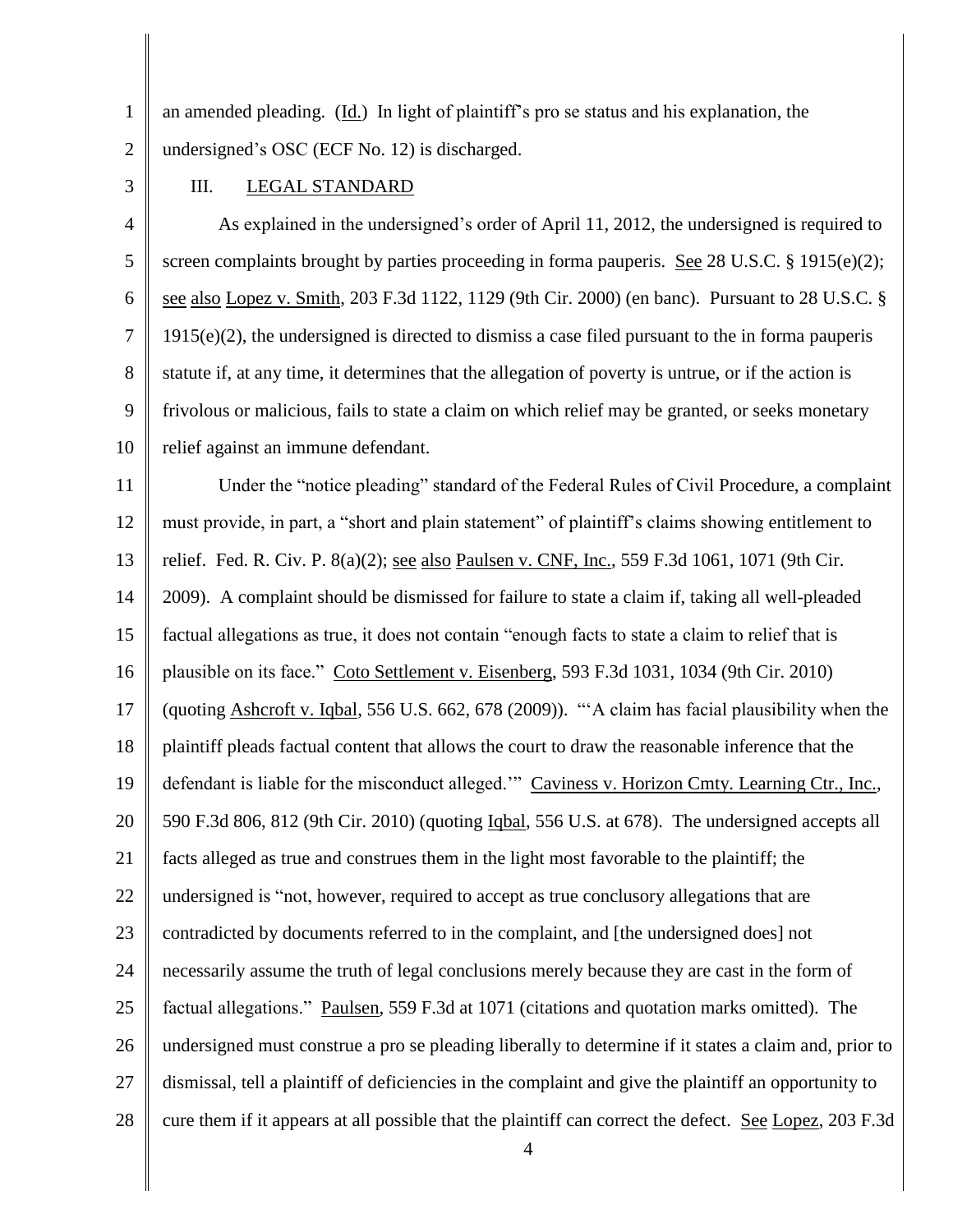an amended pleading. (Id.) In light of plaintiff's pro se status and his explanation, the undersigned's OSC (ECF No. 12) is discharged.

## III. LEGAL STANDARD

As explained in the undersigned's order of April 11, 2012, the undersigned is required to screen complaints brought by parties proceeding in forma pauperis. See 28 U.S.C. § 1915(e)(2); see also Lopez v. Smith, 203 F.3d 1122, 1129 (9th Cir. 2000) (en banc). Pursuant to 28 U.S.C. § 1915(e)(2), the undersigned is directed to dismiss a case filed pursuant to the in forma pauperis statute if, at any time, it determines that the allegation of poverty is untrue, or if the action is frivolous or malicious, fails to state a claim on which relief may be granted, or seeks monetary relief against an immune defendant.

Under the "notice pleading" standard of the Federal Rules of Civil Procedure, a complaint must provide, in part, a "short and plain statement" of plaintiff's claims showing entitlement to relief. Fed. R. Civ. P. 8(a)(2); see also Paulsen v. CNF, Inc., 559 F.3d 1061, 1071 (9th Cir. 2009). A complaint should be dismissed for failure to state a claim if, taking all well-pleaded factual allegations as true, it does not contain "enough facts to state a claim to relief that is plausible on its face." Coto Settlement v. Eisenberg, 593 F.3d 1031, 1034 (9th Cir. 2010) (quoting Ashcroft v. Iqbal, 556 U.S. 662, 678 (2009)). "'A claim has facial plausibility when the plaintiff pleads factual content that allows the court to draw the reasonable inference that the defendant is liable for the misconduct alleged.'" Caviness v. Horizon Cmty. Learning Ctr., Inc., 590 F.3d 806, 812 (9th Cir. 2010) (quoting Iqbal, 556 U.S. at 678). The undersigned accepts all facts alleged as true and construes them in the light most favorable to the plaintiff; the undersigned is "not, however, required to accept as true conclusory allegations that are contradicted by documents referred to in the complaint, and [the undersigned does] not necessarily assume the truth of legal conclusions merely because they are cast in the form of factual allegations." Paulsen, 559 F.3d at 1071 (citations and quotation marks omitted). The undersigned must construe a pro se pleading liberally to determine if it states a claim and, prior to dismissal, tell a plaintiff of deficiencies in the complaint and give the plaintiff an opportunity to cure them if it appears at all possible that the plaintiff can correct the defect. See Lopez, 203 F.3d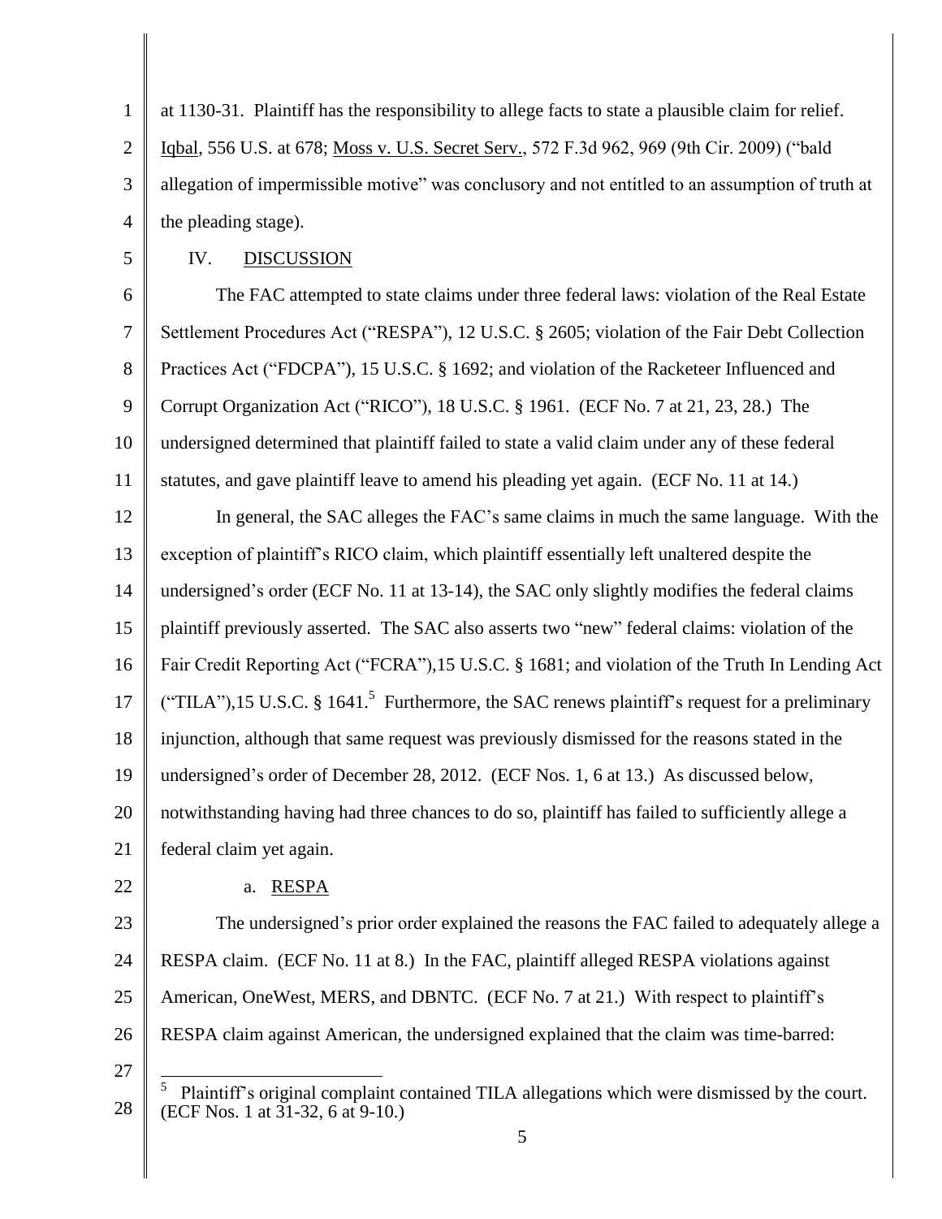at 1130-31. Plaintiff has the responsibility to allege facts to state a plausible claim for relief. Iqbal, 556 U.S. at 678; Moss v. U.S. Secret Serv., 572 F.3d 962, 969 (9th Cir. 2009) ("bald allegation of impermissible motive" was conclusory and not entitled to an assumption of truth at the pleading stage).

## IV. DISCUSSION

The FAC attempted to state claims under three federal laws: violation of the Real Estate Settlement Procedures Act ("RESPA"), 12 U.S.C. § 2605; violation of the Fair Debt Collection Practices Act ("FDCPA"), 15 U.S.C. § 1692; and violation of the Racketeer Influenced and Corrupt Organization Act ("RICO"), 18 U.S.C. § 1961. (ECF No. 7 at 21, 23, 28.) The undersigned determined that plaintiff failed to state a valid claim under any of these federal statutes, and gave plaintiff leave to amend his pleading yet again. (ECF No. 11 at 14.)

In general, the SAC alleges the FAC's same claims in much the same language. With the exception of plaintiff's RICO claim, which plaintiff essentially left unaltered despite the undersigned's order (ECF No. 11 at 13-14), the SAC only slightly modifies the federal claims plaintiff previously asserted. The SAC also asserts two "new" federal claims: violation of the Fair Credit Reporting Act ("FCRA"),15 U.S.C. § 1681; and violation of the Truth In Lending Act ("TILA"),15 U.S.C. § 1641.[5] Furthermore, the SAC renews plaintiff's request for a preliminary injunction, although that same request was previously dismissed for the reasons stated in the undersigned's order of December 28, 2012. (ECF Nos. 1, 6 at 13.) As discussed below, notwithstanding having had three chances to do so, plaintiff has failed to sufficiently allege a federal claim yet again.

### a. RESPA

The undersigned's prior order explained the reasons the FAC failed to adequately allege a RESPA claim. (ECF No. 11 at 8.) In the FAC, plaintiff alleged RESPA violations against American, OneWest, MERS, and DBNTC. (ECF No. 7 at 21.) With respect to plaintiff's RESPA claim against American, the undersigned explained that the claim was time-barred:

[5] Plaintiff's original complaint contained TILA allegations which were dismissed by the court. (ECF Nos. 1 at 31-32, 6 at 9-10.)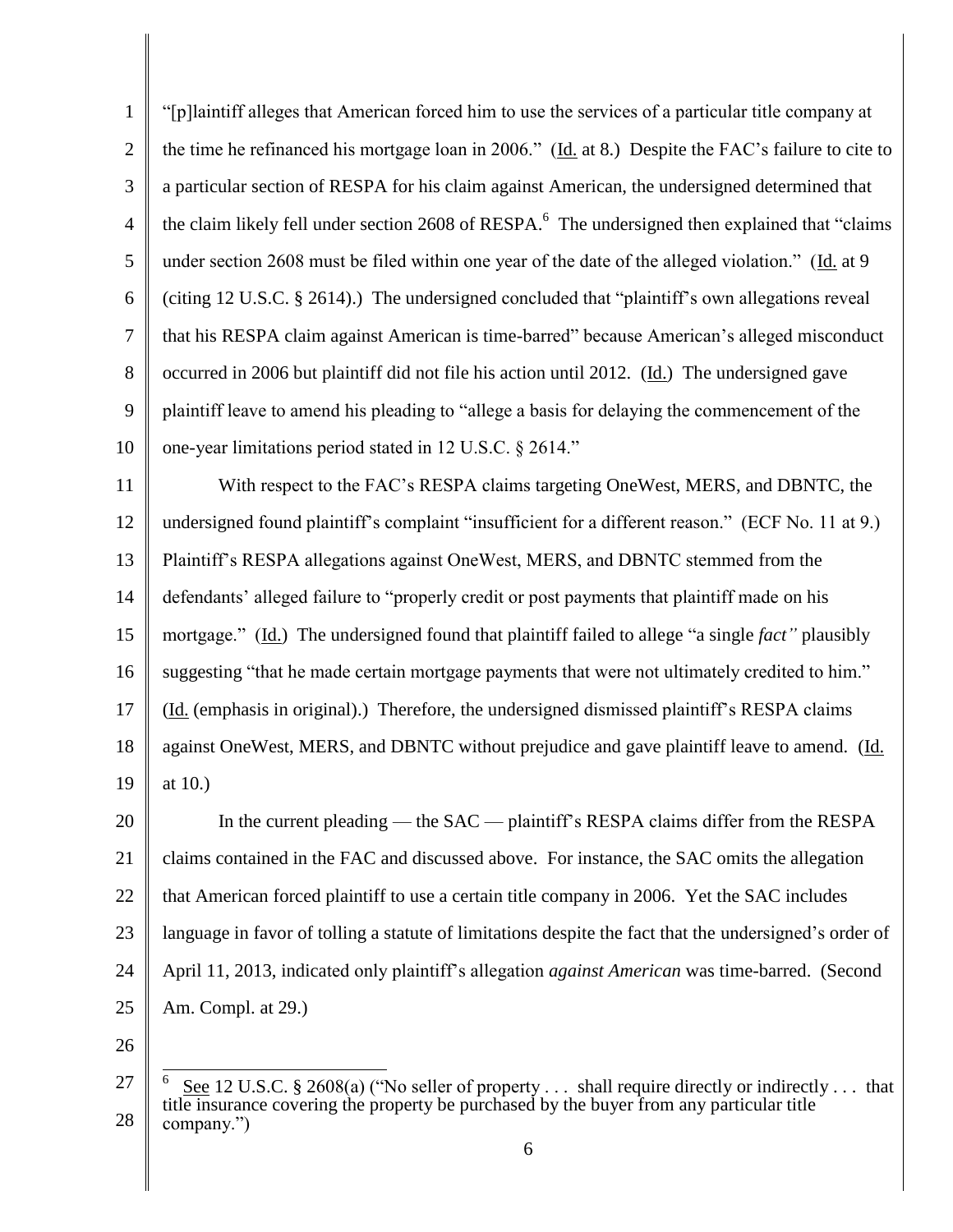"[p]laintiff alleges that American forced him to use the services of a particular title company at the time he refinanced his mortgage loan in 2006." (Id. at 8.) Despite the FAC's failure to cite to a particular section of RESPA for his claim against American, the undersigned determined that the claim likely fell under section 2608 of RESPA.[6] The undersigned then explained that "claims under section 2608 must be filed within one year of the date of the alleged violation." (Id. at 9 (citing 12 U.S.C. § 2614).) The undersigned concluded that "plaintiff's own allegations reveal that his RESPA claim against American is time-barred" because American's alleged misconduct occurred in 2006 but plaintiff did not file his action until 2012. (Id.) The undersigned gave plaintiff leave to amend his pleading to "allege a basis for delaying the commencement of the one-year limitations period stated in 12 U.S.C. § 2614."

With respect to the FAC's RESPA claims targeting OneWest, MERS, and DBNTC, the undersigned found plaintiff's complaint "insufficient for a different reason." (ECF No. 11 at 9.) Plaintiff's RESPA allegations against OneWest, MERS, and DBNTC stemmed from the defendants' alleged failure to "properly credit or post payments that plaintiff made on his mortgage." (Id.) The undersigned found that plaintiff failed to allege "a single *fact"* plausibly suggesting "that he made certain mortgage payments that were not ultimately credited to him." (Id. (emphasis in original).) Therefore, the undersigned dismissed plaintiff's RESPA claims against OneWest, MERS, and DBNTC without prejudice and gave plaintiff leave to amend. (Id. at 10.)

In the current pleading — the SAC — plaintiff's RESPA claims differ from the RESPA claims contained in the FAC and discussed above. For instance, the SAC omits the allegation that American forced plaintiff to use a certain title company in 2006. Yet the SAC includes language in favor of tolling a statute of limitations despite the fact that the undersigned's order of April 11, 2013, indicated only plaintiff's allegation *against American* was time-barred. (Second Am. Compl. at 29.)

---

[6] See 12 U.S.C. § 2608(a) ("No seller of property . . . shall require directly or indirectly . . . that title insurance covering the property be purchased by the buyer from any particular title company.")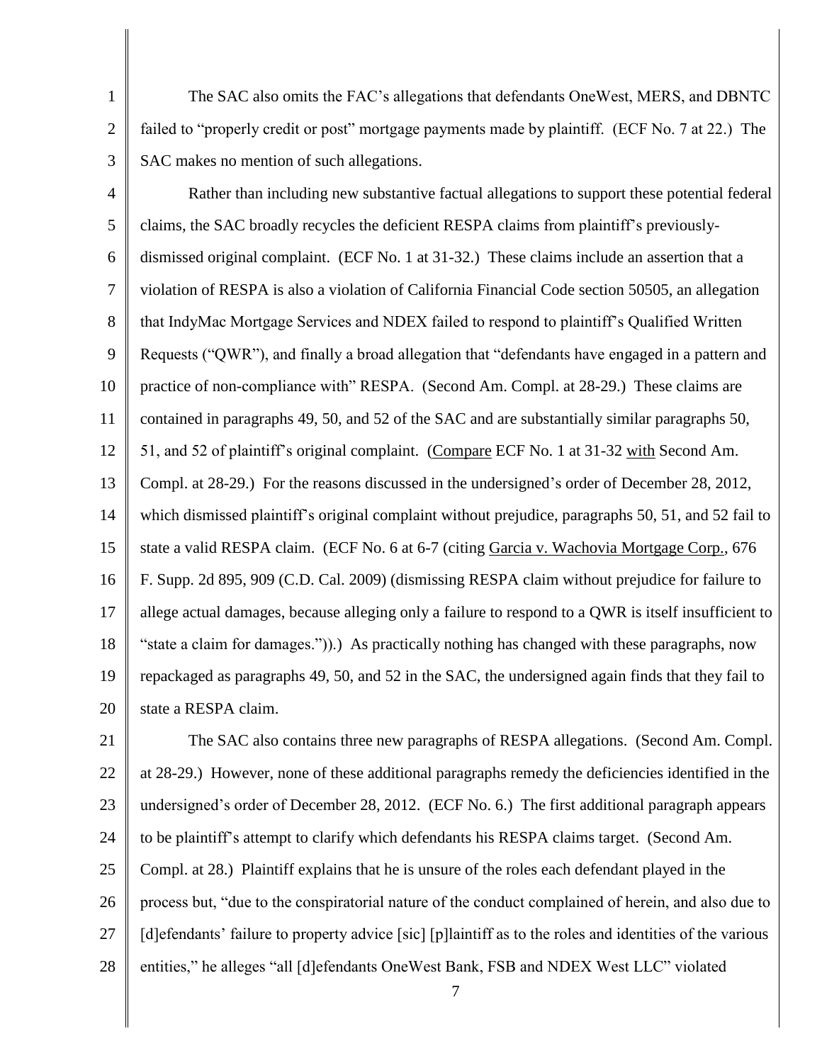The SAC also omits the FAC's allegations that defendants OneWest, MERS, and DBNTC failed to "properly credit or post" mortgage payments made by plaintiff. (ECF No. 7 at 22.) The SAC makes no mention of such allegations.

Rather than including new substantive factual allegations to support these potential federal claims, the SAC broadly recycles the deficient RESPA claims from plaintiff's previously-dismissed original complaint. (ECF No. 1 at 31-32.) These claims include an assertion that a violation of RESPA is also a violation of California Financial Code section 50505, an allegation that IndyMac Mortgage Services and NDEX failed to respond to plaintiff's Qualified Written Requests ("QWR"), and finally a broad allegation that "defendants have engaged in a pattern and practice of non-compliance with" RESPA. (Second Am. Compl. at 28-29.) These claims are contained in paragraphs 49, 50, and 52 of the SAC and are substantially similar paragraphs 50, 51, and 52 of plaintiff's original complaint. (Compare ECF No. 1 at 31-32 with Second Am. Compl. at 28-29.) For the reasons discussed in the undersigned's order of December 28, 2012, which dismissed plaintiff's original complaint without prejudice, paragraphs 50, 51, and 52 fail to state a valid RESPA claim. (ECF No. 6 at 6-7 (citing Garcia v. Wachovia Mortgage Corp., 676 F. Supp. 2d 895, 909 (C.D. Cal. 2009) (dismissing RESPA claim without prejudice for failure to allege actual damages, because alleging only a failure to respond to a QWR is itself insufficient to "state a claim for damages.")).) As practically nothing has changed with these paragraphs, now repackaged as paragraphs 49, 50, and 52 in the SAC, the undersigned again finds that they fail to state a RESPA claim.

The SAC also contains three new paragraphs of RESPA allegations. (Second Am. Compl. at 28-29.) However, none of these additional paragraphs remedy the deficiencies identified in the undersigned's order of December 28, 2012. (ECF No. 6.) The first additional paragraph appears to be plaintiff's attempt to clarify which defendants his RESPA claims target. (Second Am. Compl. at 28.) Plaintiff explains that he is unsure of the roles each defendant played in the process but, "due to the conspiratorial nature of the conduct complained of herein, and also due to [d]efendants' failure to property advice [sic] [p]laintiff as to the roles and identities of the various entities," he alleges "all [d]efendants OneWest Bank, FSB and NDEX West LLC" violated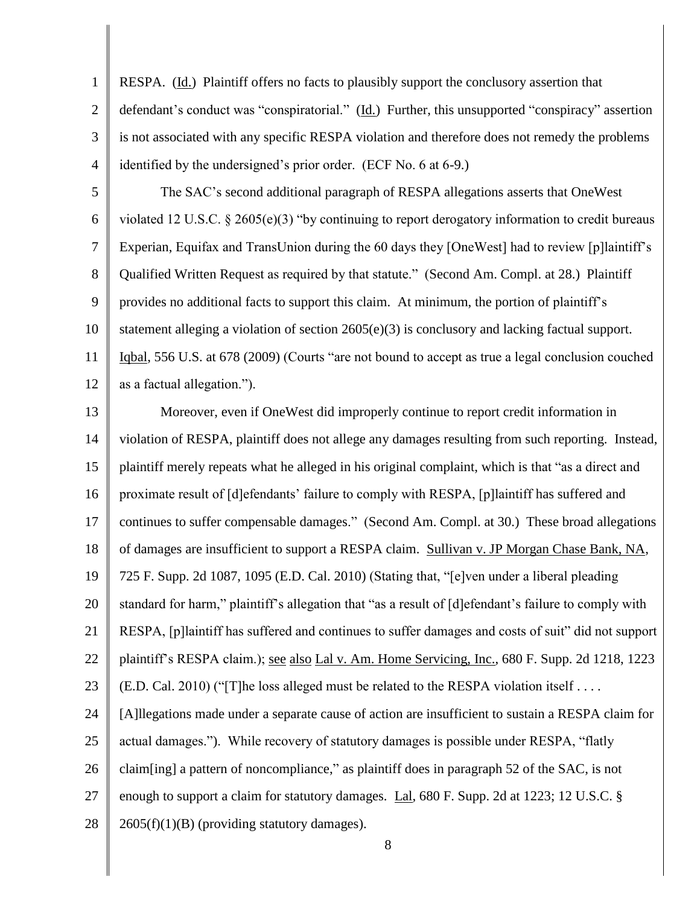RESPA. (Id.) Plaintiff offers no facts to plausibly support the conclusory assertion that defendant's conduct was "conspiratorial." (Id.) Further, this unsupported "conspiracy" assertion is not associated with any specific RESPA violation and therefore does not remedy the problems identified by the undersigned's prior order. (ECF No. 6 at 6-9.)

The SAC's second additional paragraph of RESPA allegations asserts that OneWest violated 12 U.S.C. § 2605(e)(3) "by continuing to report derogatory information to credit bureaus Experian, Equifax and TransUnion during the 60 days they [OneWest] had to review [p]laintiff's Qualified Written Request as required by that statute." (Second Am. Compl. at 28.) Plaintiff provides no additional facts to support this claim. At minimum, the portion of plaintiff's statement alleging a violation of section 2605(e)(3) is conclusory and lacking factual support. Iqbal, 556 U.S. at 678 (2009) (Courts "are not bound to accept as true a legal conclusion couched as a factual allegation.").

Moreover, even if OneWest did improperly continue to report credit information in violation of RESPA, plaintiff does not allege any damages resulting from such reporting. Instead, plaintiff merely repeats what he alleged in his original complaint, which is that "as a direct and proximate result of [d]efendants' failure to comply with RESPA, [p]laintiff has suffered and continues to suffer compensable damages." (Second Am. Compl. at 30.) These broad allegations of damages are insufficient to support a RESPA claim. Sullivan v. JP Morgan Chase Bank, NA, 725 F. Supp. 2d 1087, 1095 (E.D. Cal. 2010) (Stating that, "[e]ven under a liberal pleading standard for harm," plaintiff's allegation that "as a result of [d]efendant's failure to comply with RESPA, [p]laintiff has suffered and continues to suffer damages and costs of suit" did not support plaintiff's RESPA claim.); see also Lal v. Am. Home Servicing, Inc., 680 F. Supp. 2d 1218, 1223 (E.D. Cal. 2010) ("[T]he loss alleged must be related to the RESPA violation itself . . . . [A]llegations made under a separate cause of action are insufficient to sustain a RESPA claim for actual damages."). While recovery of statutory damages is possible under RESPA, "flatly claim[ing] a pattern of noncompliance," as plaintiff does in paragraph 52 of the SAC, is not enough to support a claim for statutory damages. Lal, 680 F. Supp. 2d at 1223; 12 U.S.C. § 2605(f)(1)(B) (providing statutory damages).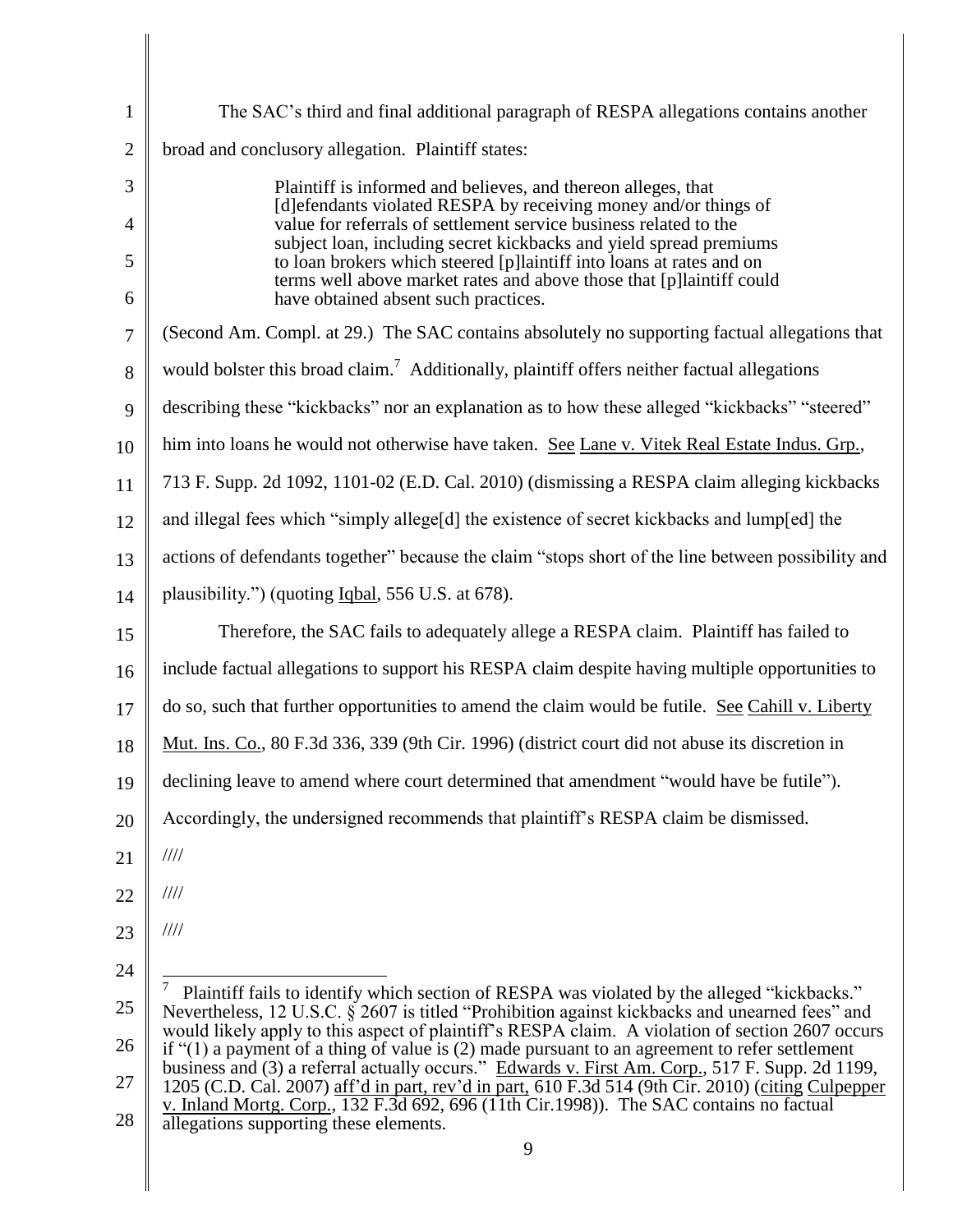The SAC's third and final additional paragraph of RESPA allegations contains another broad and conclusory allegation. Plaintiff states:

> Plaintiff is informed and believes, and thereon alleges, that [d]efendants violated RESPA by receiving money and/or things of value for referrals of settlement service business related to the subject loan, including secret kickbacks and yield spread premiums to loan brokers which steered [p]laintiff into loans at rates and on terms well above market rates and above those that [p]laintiff could have obtained absent such practices.

(Second Am. Compl. at 29.) The SAC contains absolutely no supporting factual allegations that would bolster this broad claim.[7] Additionally, plaintiff offers neither factual allegations describing these "kickbacks" nor an explanation as to how these alleged "kickbacks" "steered" him into loans he would not otherwise have taken. See Lane v. Vitek Real Estate Indus. Grp., 713 F. Supp. 2d 1092, 1101-02 (E.D. Cal. 2010) (dismissing a RESPA claim alleging kickbacks and illegal fees which "simply allege[d] the existence of secret kickbacks and lump[ed] the actions of defendants together" because the claim "stops short of the line between possibility and plausibility.") (quoting Iqbal, 556 U.S. at 678).

Therefore, the SAC fails to adequately allege a RESPA claim. Plaintiff has failed to include factual allegations to support his RESPA claim despite having multiple opportunities to do so, such that further opportunities to amend the claim would be futile. See Cahill v. Liberty Mut. Ins. Co., 80 F.3d 336, 339 (9th Cir. 1996) (district court did not abuse its discretion in declining leave to amend where court determined that amendment "would have be futile"). Accordingly, the undersigned recommends that plaintiff's RESPA claim be dismissed.

////

////

////

---

[7] Plaintiff fails to identify which section of RESPA was violated by the alleged "kickbacks." Nevertheless, 12 U.S.C. § 2607 is titled "Prohibition against kickbacks and unearned fees" and would likely apply to this aspect of plaintiff's RESPA claim. A violation of section 2607 occurs if "(1) a payment of a thing of value is (2) made pursuant to an agreement to refer settlement business and (3) a referral actually occurs." Edwards v. First Am. Corp., 517 F. Supp. 2d 1199, 1205 (C.D. Cal. 2007) aff'd in part, rev'd in part, 610 F.3d 514 (9th Cir. 2010) (citing Culpepper v. Inland Mortg. Corp., 132 F.3d 692, 696 (11th Cir.1998)). The SAC contains no factual allegations supporting these elements.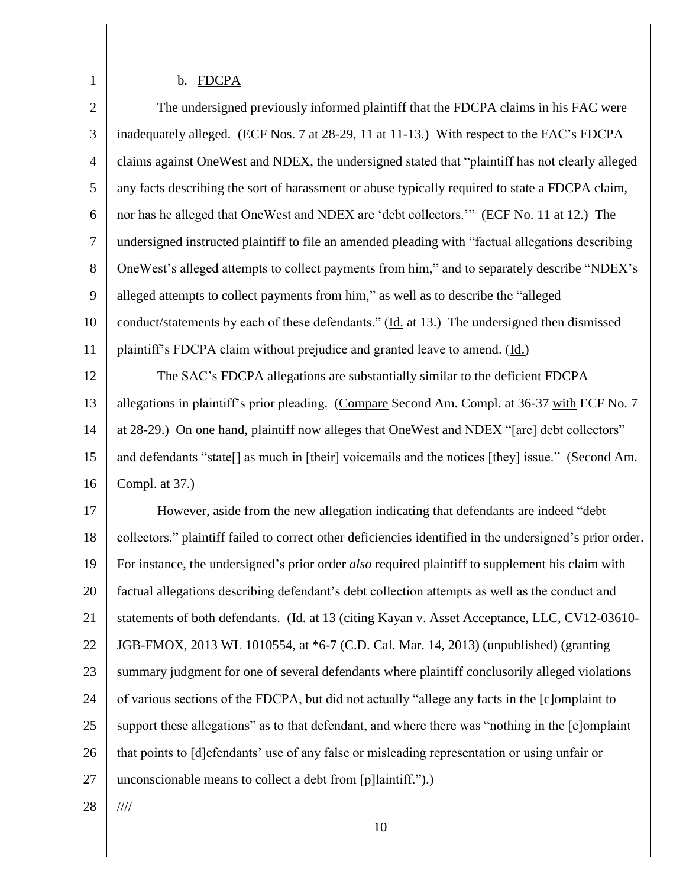b. <u>FDCPA</u>

The undersigned previously informed plaintiff that the FDCPA claims in his FAC were inadequately alleged. (ECF Nos. 7 at 28-29, 11 at 11-13.) With respect to the FAC's FDCPA claims against OneWest and NDEX, the undersigned stated that "plaintiff has not clearly alleged any facts describing the sort of harassment or abuse typically required to state a FDCPA claim, nor has he alleged that OneWest and NDEX are 'debt collectors.'" (ECF No. 11 at 12.) The undersigned instructed plaintiff to file an amended pleading with "factual allegations describing OneWest's alleged attempts to collect payments from him," and to separately describe "NDEX's alleged attempts to collect payments from him," as well as to describe the "alleged conduct/statements by each of these defendants." (<u>Id.</u> at 13.) The undersigned then dismissed plaintiff's FDCPA claim without prejudice and granted leave to amend. (<u>Id.</u>)

The SAC's FDCPA allegations are substantially similar to the deficient FDCPA allegations in plaintiff's prior pleading. (<u>Compare</u> Second Am. Compl. at 36-37 <u>with</u> ECF No. 7 at 28-29.) On one hand, plaintiff now alleges that OneWest and NDEX "[are] debt collectors" and defendants "state[] as much in [their] voicemails and the notices [they] issue." (Second Am. Compl. at 37.)

However, aside from the new allegation indicating that defendants are indeed "debt collectors," plaintiff failed to correct other deficiencies identified in the undersigned's prior order. For instance, the undersigned's prior order *also* required plaintiff to supplement his claim with factual allegations describing defendant's debt collection attempts as well as the conduct and statements of both defendants. (<u>Id.</u> at 13 (citing <u>Kayan v. Asset Acceptance, LLC</u>, CV12-03610-JGB-FMOX, 2013 WL 1010554, at *6-7 (C.D. Cal. Mar. 14, 2013) (unpublished) (granting summary judgment for one of several defendants where plaintiff conclusorily alleged violations of various sections of the FDCPA, but did not actually "allege any facts in the [c]omplaint to support these allegations" as to that defendant, and where there was "nothing in the [c]omplaint that points to [d]efendants' use of any false or misleading representation or using unfair or unconscionable means to collect a debt from [p]laintiff.").)

////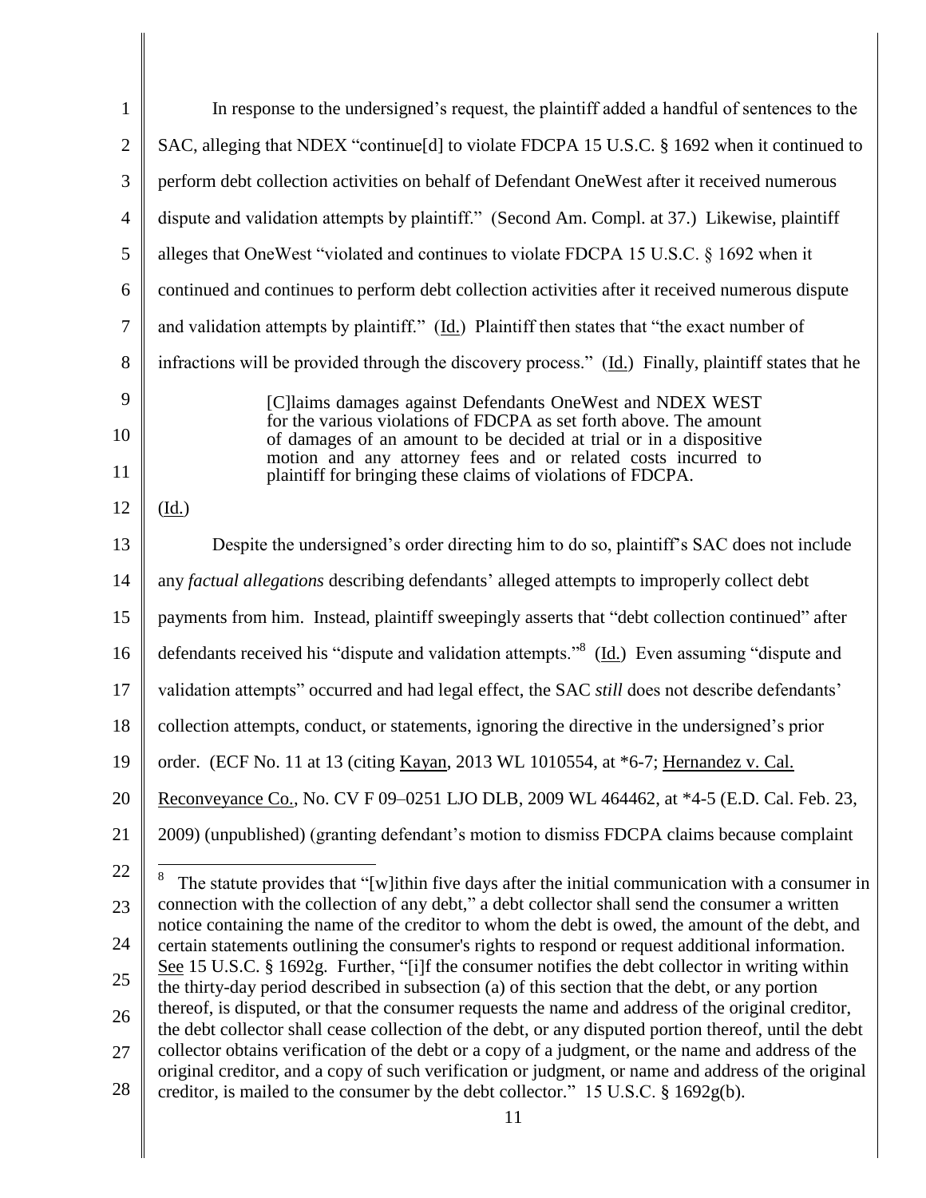In response to the undersigned's request, the plaintiff added a handful of sentences to the SAC, alleging that NDEX "continue[d] to violate FDCPA 15 U.S.C. § 1692 when it continued to perform debt collection activities on behalf of Defendant OneWest after it received numerous dispute and validation attempts by plaintiff." (Second Am. Compl. at 37.) Likewise, plaintiff alleges that OneWest "violated and continues to violate FDCPA 15 U.S.C. § 1692 when it continued and continues to perform debt collection activities after it received numerous dispute and validation attempts by plaintiff." (Id.) Plaintiff then states that "the exact number of infractions will be provided through the discovery process." (Id.) Finally, plaintiff states that he

> [C]laims damages against Defendants OneWest and NDEX WEST for the various violations of FDCPA as set forth above. The amount of damages of an amount to be decided at trial or in a dispositive motion and any attorney fees and or related costs incurred to plaintiff for bringing these claims of violations of FDCPA.

(Id.)

Despite the undersigned's order directing him to do so, plaintiff's SAC does not include any *factual allegations* describing defendants' alleged attempts to improperly collect debt payments from him. Instead, plaintiff sweepingly asserts that "debt collection continued" after defendants received his "dispute and validation attempts."[8] (Id.) Even assuming "dispute and validation attempts" occurred and had legal effect, the SAC *still* does not describe defendants' collection attempts, conduct, or statements, ignoring the directive in the undersigned's prior order. (ECF No. 11 at 13 (citing Kayan, 2013 WL 1010554, at *6-7; Hernandez v. Cal. Reconveyance Co., No. CV F 09–0251 LJO DLB, 2009 WL 464462, at *4-5 (E.D. Cal. Feb. 23, 2009) (unpublished) (granting defendant's motion to dismiss FDCPA claims because complaint

---

[8] The statute provides that "[w]ithin five days after the initial communication with a consumer in connection with the collection of any debt," a debt collector shall send the consumer a written notice containing the name of the creditor to whom the debt is owed, the amount of the debt, and certain statements outlining the consumer's rights to respond or request additional information. See 15 U.S.C. § 1692g. Further, "[i]f the consumer notifies the debt collector in writing within the thirty-day period described in subsection (a) of this section that the debt, or any portion thereof, is disputed, or that the consumer requests the name and address of the original creditor, the debt collector shall cease collection of the debt, or any disputed portion thereof, until the debt collector obtains verification of the debt or a copy of a judgment, or the name and address of the original creditor, and a copy of such verification or judgment, or name and address of the original creditor, is mailed to the consumer by the debt collector." 15 U.S.C. § 1692g(b).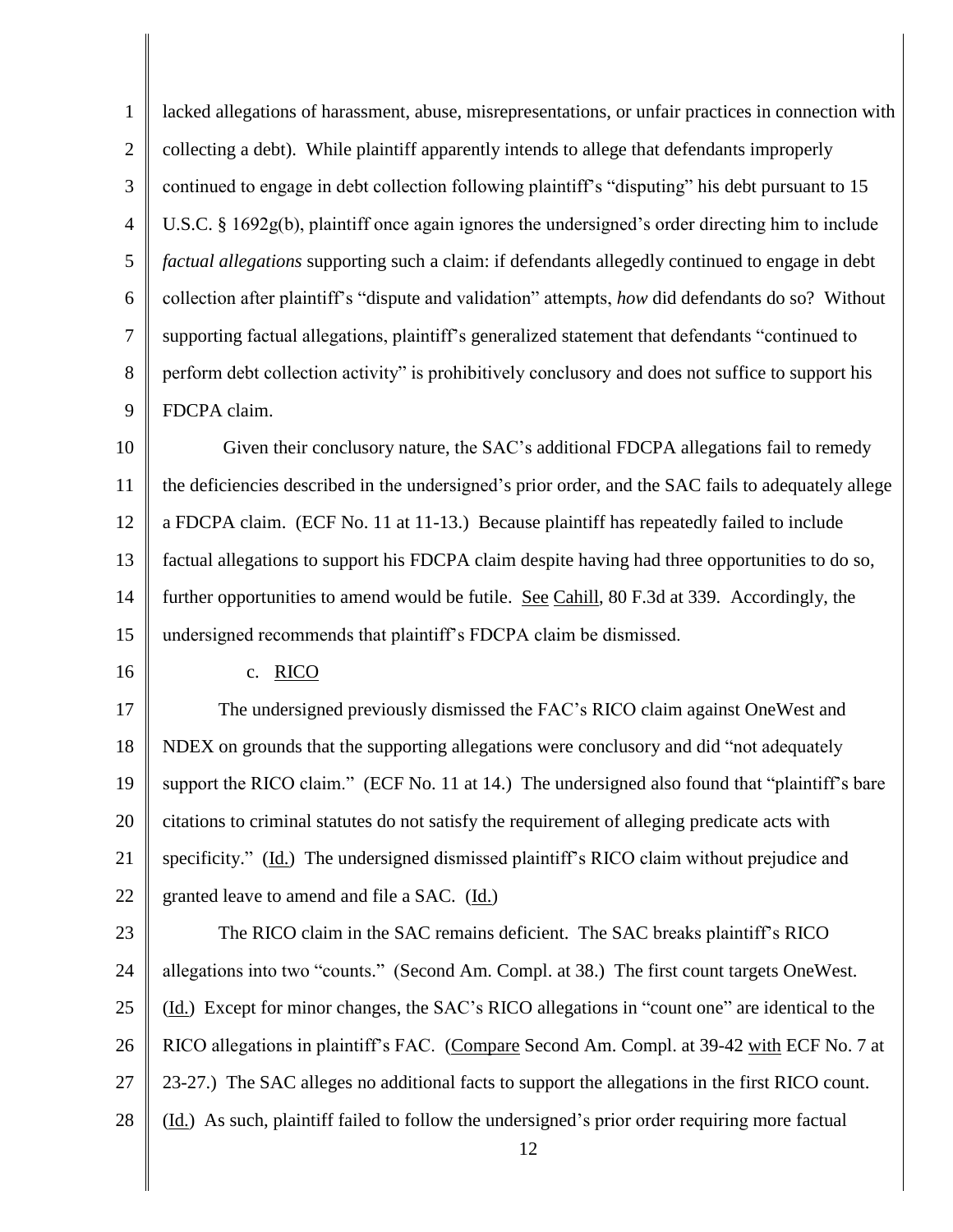lacked allegations of harassment, abuse, misrepresentations, or unfair practices in connection with collecting a debt). While plaintiff apparently intends to allege that defendants improperly continued to engage in debt collection following plaintiff's "disputing" his debt pursuant to 15 U.S.C. § 1692g(b), plaintiff once again ignores the undersigned's order directing him to include *factual allegations* supporting such a claim: if defendants allegedly continued to engage in debt collection after plaintiff's "dispute and validation" attempts, *how* did defendants do so? Without supporting factual allegations, plaintiff's generalized statement that defendants "continued to perform debt collection activity" is prohibitively conclusory and does not suffice to support his FDCPA claim.

Given their conclusory nature, the SAC's additional FDCPA allegations fail to remedy the deficiencies described in the undersigned's prior order, and the SAC fails to adequately allege a FDCPA claim. (ECF No. 11 at 11-13.) Because plaintiff has repeatedly failed to include factual allegations to support his FDCPA claim despite having had three opportunities to do so, further opportunities to amend would be futile. See Cahill, 80 F.3d at 339. Accordingly, the undersigned recommends that plaintiff's FDCPA claim be dismissed.

c. RICO

The undersigned previously dismissed the FAC's RICO claim against OneWest and NDEX on grounds that the supporting allegations were conclusory and did "not adequately support the RICO claim." (ECF No. 11 at 14.) The undersigned also found that "plaintiff's bare citations to criminal statutes do not satisfy the requirement of alleging predicate acts with specificity." (Id.) The undersigned dismissed plaintiff's RICO claim without prejudice and granted leave to amend and file a SAC. (Id.)

The RICO claim in the SAC remains deficient. The SAC breaks plaintiff's RICO allegations into two "counts." (Second Am. Compl. at 38.) The first count targets OneWest. (Id.) Except for minor changes, the SAC's RICO allegations in "count one" are identical to the RICO allegations in plaintiff's FAC. (Compare Second Am. Compl. at 39-42 with ECF No. 7 at 23-27.) The SAC alleges no additional facts to support the allegations in the first RICO count. (Id.) As such, plaintiff failed to follow the undersigned's prior order requiring more factual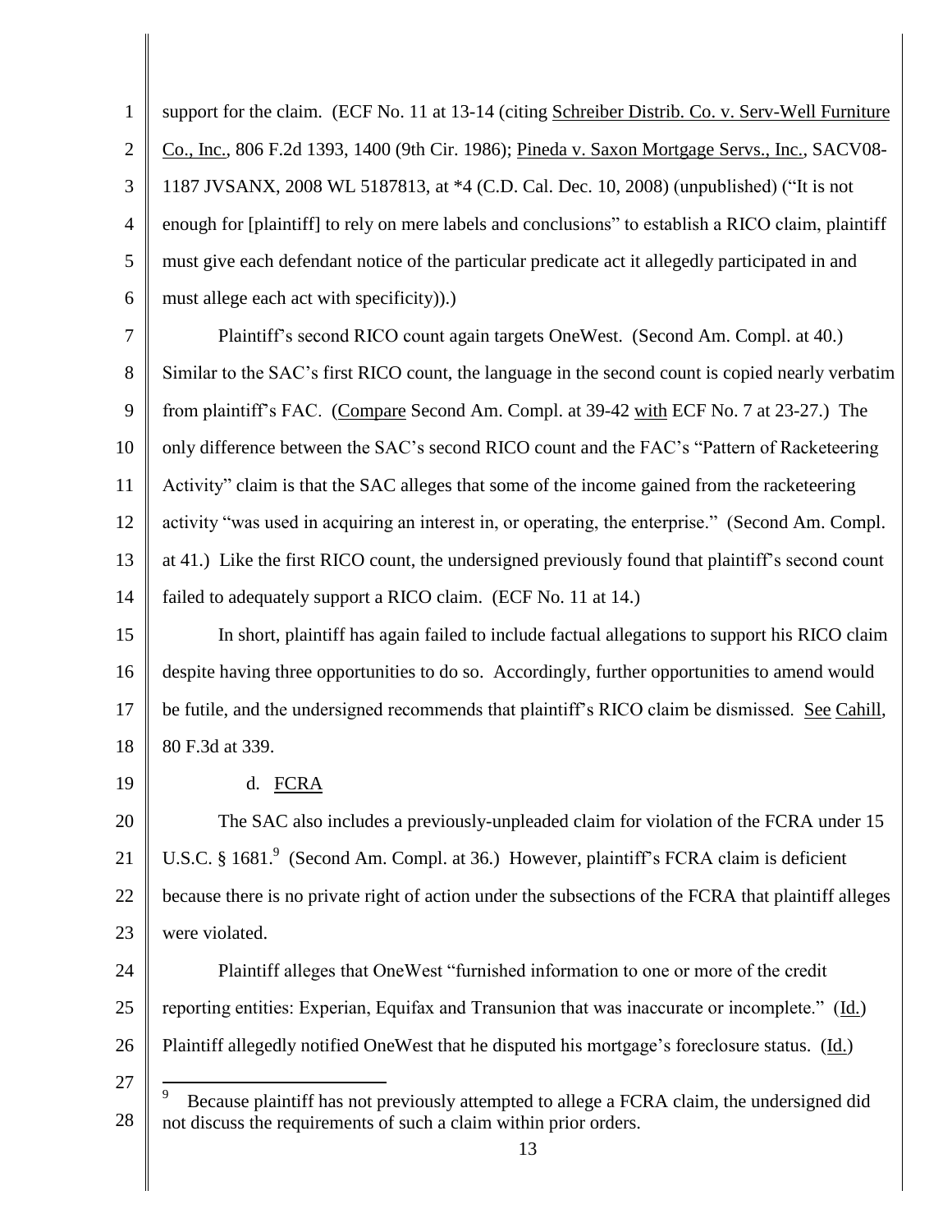support for the claim. (ECF No. 11 at 13-14 (citing Schreiber Distrib. Co. v. Serv-Well Furniture Co., Inc., 806 F.2d 1393, 1400 (9th Cir. 1986); Pineda v. Saxon Mortgage Servs., Inc., SACV08-1187 JVSANX, 2008 WL 5187813, at *4 (C.D. Cal. Dec. 10, 2008) (unpublished) ("It is not enough for [plaintiff] to rely on mere labels and conclusions" to establish a RICO claim, plaintiff must give each defendant notice of the particular predicate act it allegedly participated in and must allege each act with specificity)).)

Plaintiff's second RICO count again targets OneWest. (Second Am. Compl. at 40.) Similar to the SAC's first RICO count, the language in the second count is copied nearly verbatim from plaintiff's FAC. (Compare Second Am. Compl. at 39-42 with ECF No. 7 at 23-27.) The only difference between the SAC's second RICO count and the FAC's "Pattern of Racketeering Activity" claim is that the SAC alleges that some of the income gained from the racketeering activity "was used in acquiring an interest in, or operating, the enterprise." (Second Am. Compl. at 41.) Like the first RICO count, the undersigned previously found that plaintiff's second count failed to adequately support a RICO claim. (ECF No. 11 at 14.)

In short, plaintiff has again failed to include factual allegations to support his RICO claim despite having three opportunities to do so. Accordingly, further opportunities to amend would be futile, and the undersigned recommends that plaintiff's RICO claim be dismissed. See Cahill, 80 F.3d at 339.

d. FCRA

The SAC also includes a previously-unpleaded claim for violation of the FCRA under 15 U.S.C. § 1681.[9] (Second Am. Compl. at 36.) However, plaintiff's FCRA claim is deficient because there is no private right of action under the subsections of the FCRA that plaintiff alleges were violated.

Plaintiff alleges that OneWest "furnished information to one or more of the credit reporting entities: Experian, Equifax and Transunion that was inaccurate or incomplete." (Id.) Plaintiff allegedly notified OneWest that he disputed his mortgage's foreclosure status. (Id.)

---

[9] Because plaintiff has not previously attempted to allege a FCRA claim, the undersigned did not discuss the requirements of such a claim within prior orders.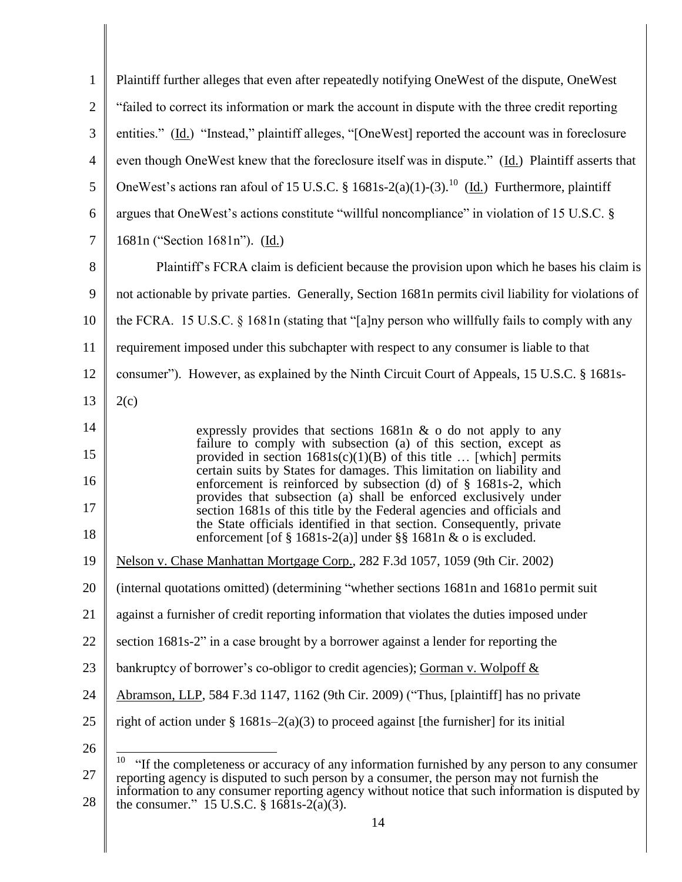Plaintiff further alleges that even after repeatedly notifying OneWest of the dispute, OneWest "failed to correct its information or mark the account in dispute with the three credit reporting entities." (Id.) "Instead," plaintiff alleges, "[OneWest] reported the account was in foreclosure even though OneWest knew that the foreclosure itself was in dispute." (Id.) Plaintiff asserts that OneWest's actions ran afoul of 15 U.S.C. § 1681s-2(a)(1)-(3).[10] (Id.) Furthermore, plaintiff argues that OneWest's actions constitute "willful noncompliance" in violation of 15 U.S.C. § 1681n ("Section 1681n"). (Id.)

Plaintiff's FCRA claim is deficient because the provision upon which he bases his claim is not actionable by private parties. Generally, Section 1681n permits civil liability for violations of the FCRA. 15 U.S.C. § 1681n (stating that "[a]ny person who willfully fails to comply with any requirement imposed under this subchapter with respect to any consumer is liable to that consumer"). However, as explained by the Ninth Circuit Court of Appeals, 15 U.S.C. § 1681s-2(c)

> expressly provides that sections 1681n & o do not apply to any failure to comply with subsection (a) of this section, except as provided in section 1681s(c)(1)(B) of this title … [which] permits certain suits by States for damages. This limitation on liability and enforcement is reinforced by subsection (d) of § 1681s-2, which provides that subsection (a) shall be enforced exclusively under section 1681s of this title by the Federal agencies and officials and the State officials identified in that section. Consequently, private enforcement [of § 1681s-2(a)] under §§ 1681n & o is excluded.

Nelson v. Chase Manhattan Mortgage Corp., 282 F.3d 1057, 1059 (9th Cir. 2002) (internal quotations omitted) (determining "whether sections 1681n and 1681o permit suit against a furnisher of credit reporting information that violates the duties imposed under section 1681s-2" in a case brought by a borrower against a lender for reporting the bankruptcy of borrower's co-obligor to credit agencies); Gorman v. Wolpoff & Abramson, LLP, 584 F.3d 1147, 1162 (9th Cir. 2009) ("Thus, [plaintiff] has no private right of action under § 1681s–2(a)(3) to proceed against [the furnisher] for its initial

---

[10] "If the completeness or accuracy of any information furnished by any person to any consumer reporting agency is disputed to such person by a consumer, the person may not furnish the information to any consumer reporting agency without notice that such information is disputed by the consumer." 15 U.S.C. § 1681s-2(a)(3).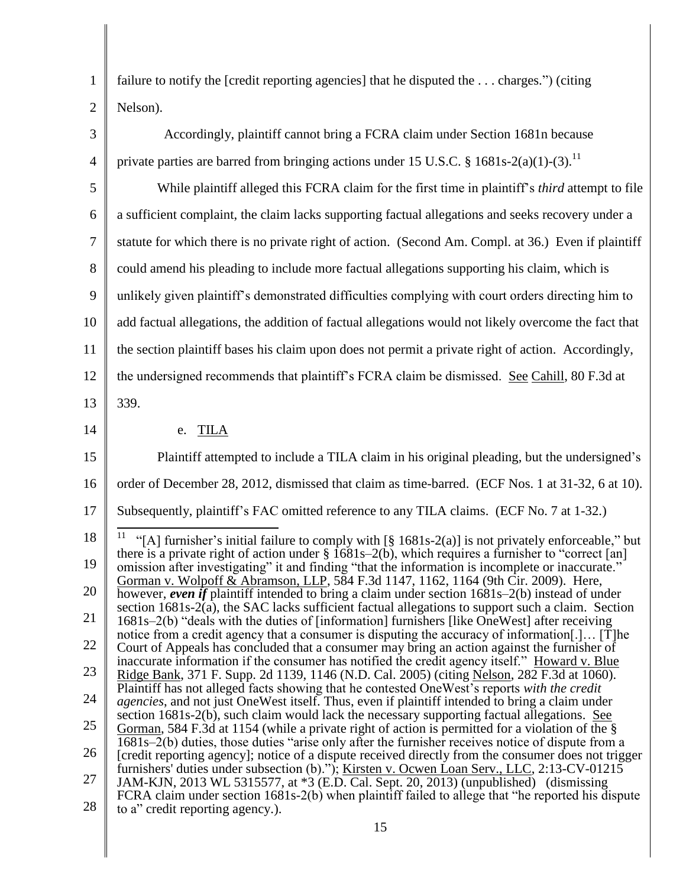failure to notify the [credit reporting agencies] that he disputed the . . . charges.") (citing Nelson).

Accordingly, plaintiff cannot bring a FCRA claim under Section 1681n because private parties are barred from bringing actions under 15 U.S.C. § 1681s-2(a)(1)-(3).[11]

While plaintiff alleged this FCRA claim for the first time in plaintiff's *third* attempt to file a sufficient complaint, the claim lacks supporting factual allegations and seeks recovery under a statute for which there is no private right of action. (Second Am. Compl. at 36.) Even if plaintiff could amend his pleading to include more factual allegations supporting his claim, which is unlikely given plaintiff's demonstrated difficulties complying with court orders directing him to add factual allegations, the addition of factual allegations would not likely overcome the fact that the section plaintiff bases his claim upon does not permit a private right of action. Accordingly, the undersigned recommends that plaintiff's FCRA claim be dismissed. See Cahill, 80 F.3d at 339.

e. TILA

Plaintiff attempted to include a TILA claim in his original pleading, but the undersigned's order of December 28, 2012, dismissed that claim as time-barred. (ECF Nos. 1 at 31-32, 6 at 10). Subsequently, plaintiff's FAC omitted reference to any TILA claims. (ECF No. 7 at 1-32.)

---

[11] "[A] furnisher's initial failure to comply with [§ 1681s-2(a)] is not privately enforceable," but there is a private right of action under § 1681s–2(b), which requires a furnisher to "correct [an] omission after investigating" it and finding "that the information is incomplete or inaccurate." Gorman v. Wolpoff & Abramson, LLP, 584 F.3d 1147, 1162, 1164 (9th Cir. 2009). Here, however, ***even if*** plaintiff intended to bring a claim under section 1681s–2(b) instead of under section 1681s-2(a), the SAC lacks sufficient factual allegations to support such a claim. Section 1681s–2(b) "deals with the duties of [information] furnishers [like OneWest] after receiving notice from a credit agency that a consumer is disputing the accuracy of information[.]… [T]he Court of Appeals has concluded that a consumer may bring an action against the furnisher of inaccurate information if the consumer has notified the credit agency itself." Howard v. Blue Ridge Bank, 371 F. Supp. 2d 1139, 1146 (N.D. Cal. 2005) (citing Nelson, 282 F.3d at 1060). Plaintiff has not alleged facts showing that he contested OneWest's reports *with the credit agencies*, and not just OneWest itself. Thus, even if plaintiff intended to bring a claim under section 1681s-2(b), such claim would lack the necessary supporting factual allegations. See Gorman, 584 F.3d at 1154 (while a private right of action is permitted for a violation of the § 1681s–2(b) duties, those duties "arise only after the furnisher receives notice of dispute from a [credit reporting agency]; notice of a dispute received directly from the consumer does not trigger furnishers' duties under subsection (b)."); Kirsten v. Ocwen Loan Serv., LLC, 2:13-CV-01215 JAM-KJN, 2013 WL 5315577, at *3 (E.D. Cal. Sept. 20, 2013) (unpublished) (dismissing FCRA claim under section 1681s-2(b) when plaintiff failed to allege that "he reported his dispute to a" credit reporting agency.).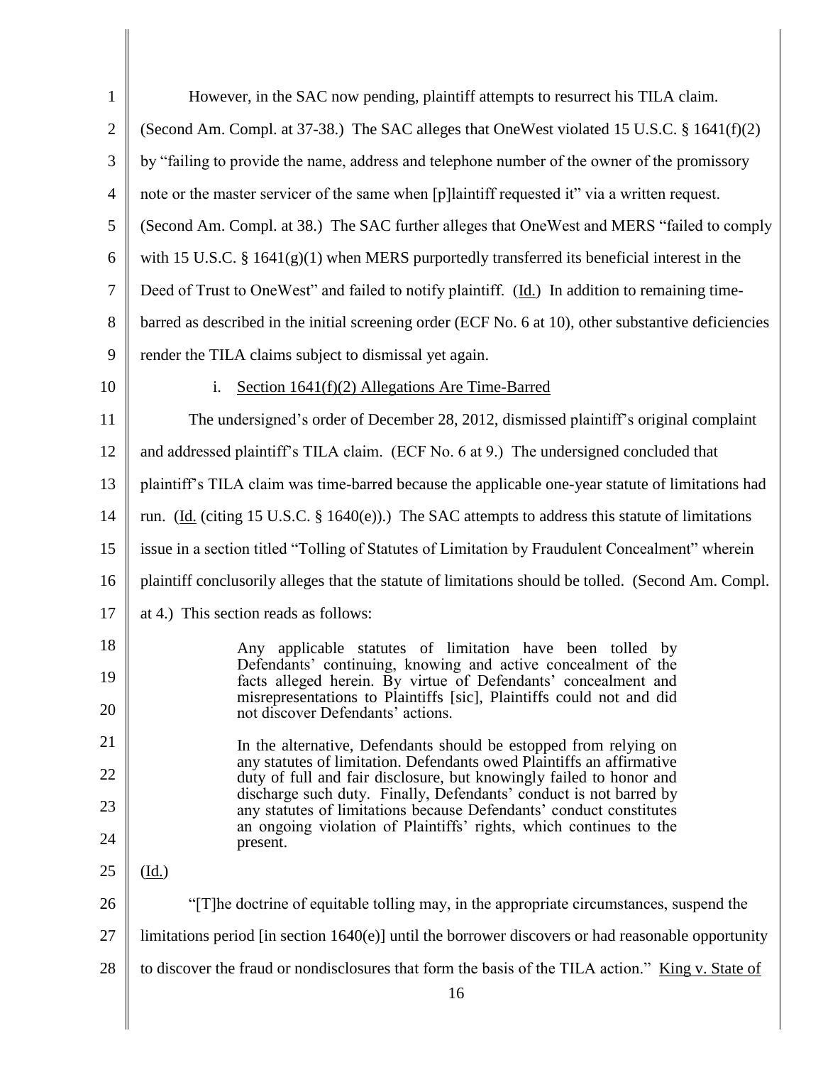However, in the SAC now pending, plaintiff attempts to resurrect his TILA claim. (Second Am. Compl. at 37-38.) The SAC alleges that OneWest violated 15 U.S.C. § 1641(f)(2) by "failing to provide the name, address and telephone number of the owner of the promissory note or the master servicer of the same when [p]laintiff requested it" via a written request. (Second Am. Compl. at 38.) The SAC further alleges that OneWest and MERS "failed to comply with 15 U.S.C. § 1641(g)(1) when MERS purportedly transferred its beneficial interest in the Deed of Trust to OneWest" and failed to notify plaintiff. (Id.) In addition to remaining time-barred as described in the initial screening order (ECF No. 6 at 10), other substantive deficiencies render the TILA claims subject to dismissal yet again.

i. Section 1641(f)(2) Allegations Are Time-Barred

The undersigned's order of December 28, 2012, dismissed plaintiff's original complaint and addressed plaintiff's TILA claim. (ECF No. 6 at 9.) The undersigned concluded that plaintiff's TILA claim was time-barred because the applicable one-year statute of limitations had run. (Id. (citing 15 U.S.C. § 1640(e)).) The SAC attempts to address this statute of limitations issue in a section titled "Tolling of Statutes of Limitation by Fraudulent Concealment" wherein plaintiff conclusorily alleges that the statute of limitations should be tolled. (Second Am. Compl. at 4.) This section reads as follows:

> Any applicable statutes of limitation have been tolled by Defendants' continuing, knowing and active concealment of the facts alleged herein. By virtue of Defendants' concealment and misrepresentations to Plaintiffs [sic], Plaintiffs could not and did not discover Defendants' actions.
>
> In the alternative, Defendants should be estopped from relying on any statutes of limitation. Defendants owed Plaintiffs an affirmative duty of full and fair disclosure, but knowingly failed to honor and discharge such duty. Finally, Defendants' conduct is not barred by any statutes of limitations because Defendants' conduct constitutes an ongoing violation of Plaintiffs' rights, which continues to the present.

(Id.)

"[T]he doctrine of equitable tolling may, in the appropriate circumstances, suspend the limitations period [in section 1640(e)] until the borrower discovers or had reasonable opportunity to discover the fraud or nondisclosures that form the basis of the TILA action." King v. State of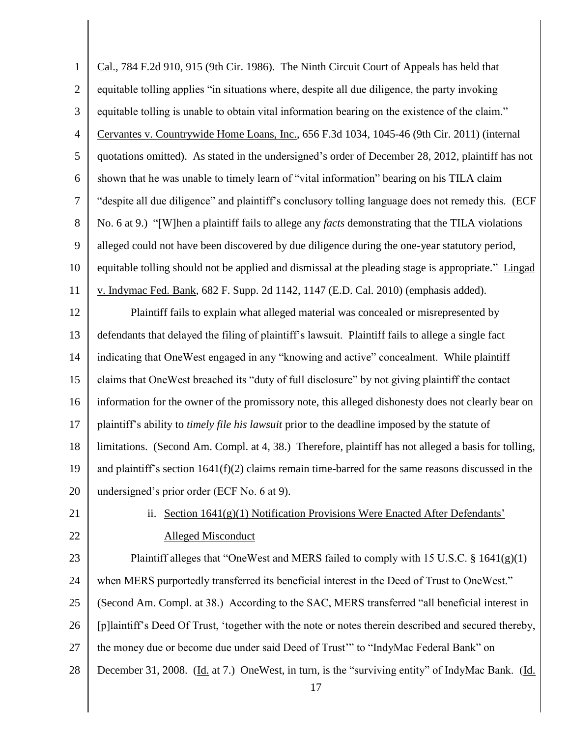Cal., 784 F.2d 910, 915 (9th Cir. 1986). The Ninth Circuit Court of Appeals has held that equitable tolling applies "in situations where, despite all due diligence, the party invoking equitable tolling is unable to obtain vital information bearing on the existence of the claim." Cervantes v. Countrywide Home Loans, Inc., 656 F.3d 1034, 1045-46 (9th Cir. 2011) (internal quotations omitted). As stated in the undersigned's order of December 28, 2012, plaintiff has not shown that he was unable to timely learn of "vital information" bearing on his TILA claim "despite all due diligence" and plaintiff's conclusory tolling language does not remedy this. (ECF No. 6 at 9.) "[W]hen a plaintiff fails to allege any *facts* demonstrating that the TILA violations alleged could not have been discovered by due diligence during the one-year statutory period, equitable tolling should not be applied and dismissal at the pleading stage is appropriate." Lingad v. Indymac Fed. Bank, 682 F. Supp. 2d 1142, 1147 (E.D. Cal. 2010) (emphasis added).

Plaintiff fails to explain what alleged material was concealed or misrepresented by defendants that delayed the filing of plaintiff's lawsuit. Plaintiff fails to allege a single fact indicating that OneWest engaged in any "knowing and active" concealment. While plaintiff claims that OneWest breached its "duty of full disclosure" by not giving plaintiff the contact information for the owner of the promissory note, this alleged dishonesty does not clearly bear on plaintiff's ability to *timely file his lawsuit* prior to the deadline imposed by the statute of limitations. (Second Am. Compl. at 4, 38.) Therefore, plaintiff has not alleged a basis for tolling, and plaintiff's section 1641(f)(2) claims remain time-barred for the same reasons discussed in the undersigned's prior order (ECF No. 6 at 9).

ii. Section 1641(g)(1) Notification Provisions Were Enacted After Defendants' Alleged Misconduct

Plaintiff alleges that "OneWest and MERS failed to comply with 15 U.S.C. § 1641(g)(1) when MERS purportedly transferred its beneficial interest in the Deed of Trust to OneWest." (Second Am. Compl. at 38.) According to the SAC, MERS transferred "all beneficial interest in [p]laintiff's Deed Of Trust, 'together with the note or notes therein described and secured thereby, the money due or become due under said Deed of Trust'" to "IndyMac Federal Bank" on December 31, 2008. (Id. at 7.) OneWest, in turn, is the "surviving entity" of IndyMac Bank. (Id.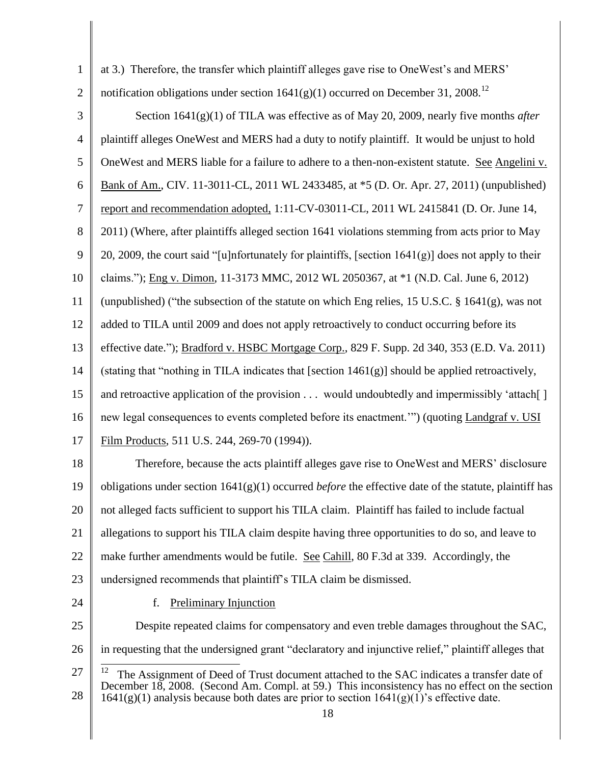at 3.) Therefore, the transfer which plaintiff alleges gave rise to OneWest's and MERS' notification obligations under section 1641(g)(1) occurred on December 31, 2008.[12]

Section 1641(g)(1) of TILA was effective as of May 20, 2009, nearly five months *after* plaintiff alleges OneWest and MERS had a duty to notify plaintiff. It would be unjust to hold OneWest and MERS liable for a failure to adhere to a then-non-existent statute. See Angelini v. Bank of Am., CIV. 11-3011-CL, 2011 WL 2433485, at *5 (D. Or. Apr. 27, 2011) (unpublished) report and recommendation adopted, 1:11-CV-03011-CL, 2011 WL 2415841 (D. Or. June 14, 2011) (Where, after plaintiffs alleged section 1641 violations stemming from acts prior to May 20, 2009, the court said "[u]nfortunately for plaintiffs, [section 1641(g)] does not apply to their claims."); Eng v. Dimon, 11-3173 MMC, 2012 WL 2050367, at *1 (N.D. Cal. June 6, 2012) (unpublished) ("the subsection of the statute on which Eng relies, 15 U.S.C. § 1641(g), was not added to TILA until 2009 and does not apply retroactively to conduct occurring before its effective date."); Bradford v. HSBC Mortgage Corp., 829 F. Supp. 2d 340, 353 (E.D. Va. 2011) (stating that "nothing in TILA indicates that [section 1461(g)] should be applied retroactively, and retroactive application of the provision . . . would undoubtedly and impermissibly 'attach[ ] new legal consequences to events completed before its enactment.'") (quoting Landgraf v. USI Film Products, 511 U.S. 244, 269-70 (1994)).

Therefore, because the acts plaintiff alleges gave rise to OneWest and MERS' disclosure obligations under section 1641(g)(1) occurred *before* the effective date of the statute, plaintiff has not alleged facts sufficient to support his TILA claim. Plaintiff has failed to include factual allegations to support his TILA claim despite having three opportunities to do so, and leave to make further amendments would be futile. See Cahill, 80 F.3d at 339. Accordingly, the undersigned recommends that plaintiff's TILA claim be dismissed.

f. Preliminary Injunction

Despite repeated claims for compensatory and even treble damages throughout the SAC, in requesting that the undersigned grant "declaratory and injunctive relief," plaintiff alleges that

[12] The Assignment of Deed of Trust document attached to the SAC indicates a transfer date of December 18, 2008. (Second Am. Compl. at 59.) This inconsistency has no effect on the section 1641(g)(1) analysis because both dates are prior to section 1641(g)(1)'s effective date.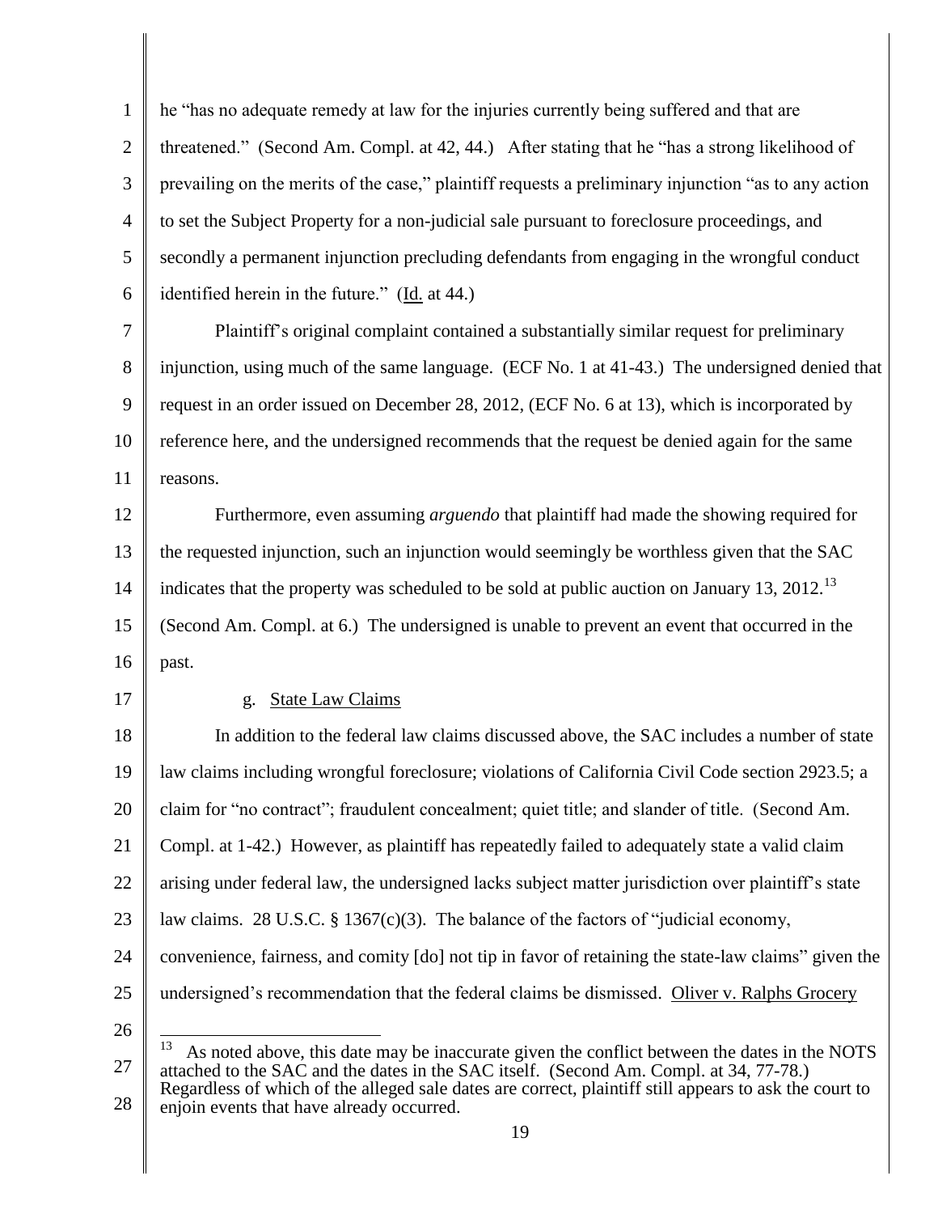he "has no adequate remedy at law for the injuries currently being suffered and that are threatened." (Second Am. Compl. at 42, 44.) After stating that he "has a strong likelihood of prevailing on the merits of the case," plaintiff requests a preliminary injunction "as to any action to set the Subject Property for a non-judicial sale pursuant to foreclosure proceedings, and secondly a permanent injunction precluding defendants from engaging in the wrongful conduct identified herein in the future." (Id. at 44.)

Plaintiff's original complaint contained a substantially similar request for preliminary injunction, using much of the same language. (ECF No. 1 at 41-43.) The undersigned denied that request in an order issued on December 28, 2012, (ECF No. 6 at 13), which is incorporated by reference here, and the undersigned recommends that the request be denied again for the same reasons.

Furthermore, even assuming *arguendo* that plaintiff had made the showing required for the requested injunction, such an injunction would seemingly be worthless given that the SAC indicates that the property was scheduled to be sold at public auction on January 13, 2012.[13] (Second Am. Compl. at 6.) The undersigned is unable to prevent an event that occurred in the past.

g. State Law Claims

In addition to the federal law claims discussed above, the SAC includes a number of state law claims including wrongful foreclosure; violations of California Civil Code section 2923.5; a claim for "no contract"; fraudulent concealment; quiet title; and slander of title. (Second Am. Compl. at 1-42.) However, as plaintiff has repeatedly failed to adequately state a valid claim arising under federal law, the undersigned lacks subject matter jurisdiction over plaintiff's state law claims. 28 U.S.C. § 1367(c)(3). The balance of the factors of "judicial economy, convenience, fairness, and comity [do] not tip in favor of retaining the state-law claims" given the undersigned's recommendation that the federal claims be dismissed. Oliver v. Ralphs Grocery

---

[13] As noted above, this date may be inaccurate given the conflict between the dates in the NOTS attached to the SAC and the dates in the SAC itself. (Second Am. Compl. at 34, 77-78.) Regardless of which of the alleged sale dates are correct, plaintiff still appears to ask the court to enjoin events that have already occurred.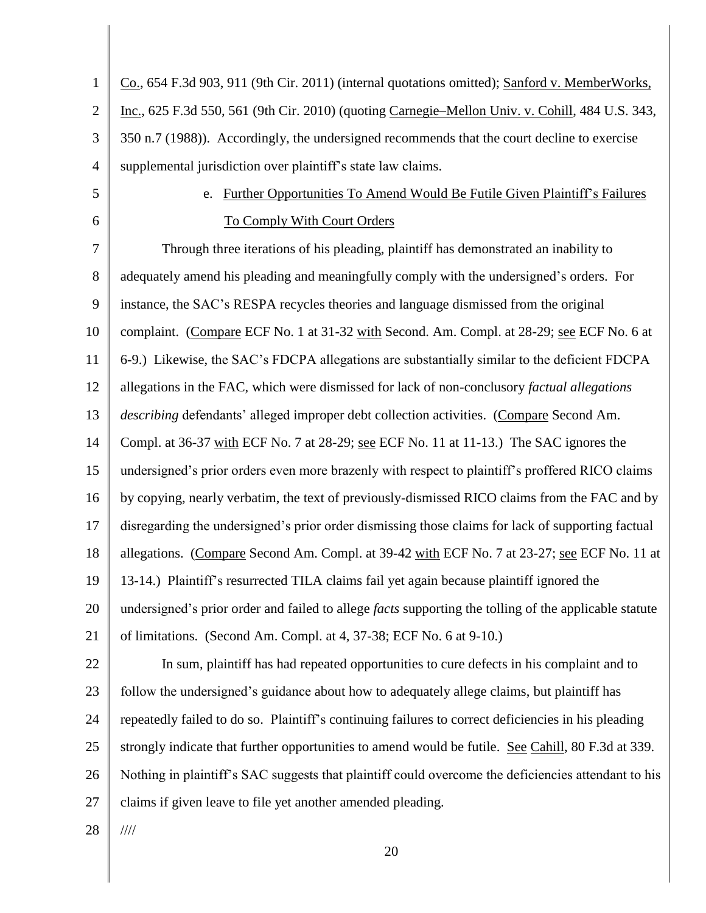Co., 654 F.3d 903, 911 (9th Cir. 2011) (internal quotations omitted); Sanford v. MemberWorks, Inc., 625 F.3d 550, 561 (9th Cir. 2010) (quoting Carnegie–Mellon Univ. v. Cohill, 484 U.S. 343, 350 n.7 (1988)). Accordingly, the undersigned recommends that the court decline to exercise supplemental jurisdiction over plaintiff's state law claims.

e. Further Opportunities To Amend Would Be Futile Given Plaintiff's Failures To Comply With Court Orders

Through three iterations of his pleading, plaintiff has demonstrated an inability to adequately amend his pleading and meaningfully comply with the undersigned's orders. For instance, the SAC's RESPA recycles theories and language dismissed from the original complaint. (Compare ECF No. 1 at 31-32 with Second. Am. Compl. at 28-29; see ECF No. 6 at 6-9.) Likewise, the SAC's FDCPA allegations are substantially similar to the deficient FDCPA allegations in the FAC, which were dismissed for lack of non-conclusory *factual allegations describing* defendants' alleged improper debt collection activities. (Compare Second Am. Compl. at 36-37 with ECF No. 7 at 28-29; see ECF No. 11 at 11-13.) The SAC ignores the undersigned's prior orders even more brazenly with respect to plaintiff's proffered RICO claims by copying, nearly verbatim, the text of previously-dismissed RICO claims from the FAC and by disregarding the undersigned's prior order dismissing those claims for lack of supporting factual allegations. (Compare Second Am. Compl. at 39-42 with ECF No. 7 at 23-27; see ECF No. 11 at 13-14.) Plaintiff's resurrected TILA claims fail yet again because plaintiff ignored the undersigned's prior order and failed to allege *facts* supporting the tolling of the applicable statute of limitations. (Second Am. Compl. at 4, 37-38; ECF No. 6 at 9-10.)

In sum, plaintiff has had repeated opportunities to cure defects in his complaint and to follow the undersigned's guidance about how to adequately allege claims, but plaintiff has repeatedly failed to do so. Plaintiff's continuing failures to correct deficiencies in his pleading strongly indicate that further opportunities to amend would be futile. See Cahill, 80 F.3d at 339. Nothing in plaintiff's SAC suggests that plaintiff could overcome the deficiencies attendant to his claims if given leave to file yet another amended pleading.

////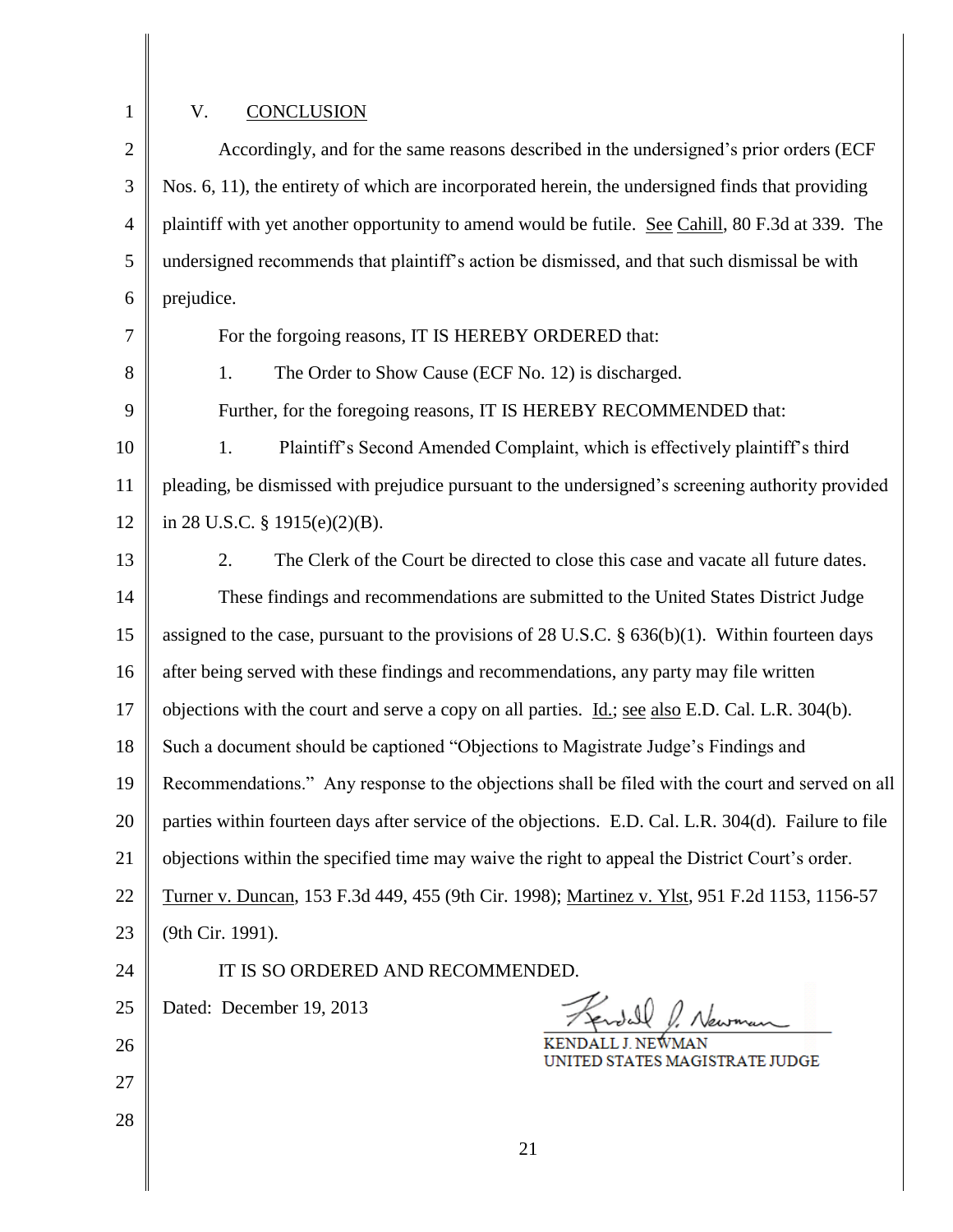## V. CONCLUSION

Accordingly, and for the same reasons described in the undersigned's prior orders (ECF Nos. 6, 11), the entirety of which are incorporated herein, the undersigned finds that providing plaintiff with yet another opportunity to amend would be futile. See Cahill, 80 F.3d at 339. The undersigned recommends that plaintiff's action be dismissed, and that such dismissal be with prejudice.

For the forgoing reasons, IT IS HEREBY ORDERED that:

1. The Order to Show Cause (ECF No. 12) is discharged.

Further, for the foregoing reasons, IT IS HEREBY RECOMMENDED that:

1. Plaintiff's Second Amended Complaint, which is effectively plaintiff's third pleading, be dismissed with prejudice pursuant to the undersigned's screening authority provided in 28 U.S.C. § 1915(e)(2)(B).

2. The Clerk of the Court be directed to close this case and vacate all future dates.

These findings and recommendations are submitted to the United States District Judge assigned to the case, pursuant to the provisions of 28 U.S.C. § 636(b)(1). Within fourteen days after being served with these findings and recommendations, any party may file written objections with the court and serve a copy on all parties. Id.; see also E.D. Cal. L.R. 304(b). Such a document should be captioned "Objections to Magistrate Judge's Findings and Recommendations." Any response to the objections shall be filed with the court and served on all parties within fourteen days after service of the objections. E.D. Cal. L.R. 304(d). Failure to file objections within the specified time may waive the right to appeal the District Court's order. Turner v. Duncan, 153 F.3d 449, 455 (9th Cir. 1998); Martinez v. Ylst, 951 F.2d 1153, 1156-57 (9th Cir. 1991).

IT IS SO ORDERED AND RECOMMENDED.

Dated: December 19, 2013

KENDALL J. NEWMAN
UNITED STATES MAGISTRATE JUDGE